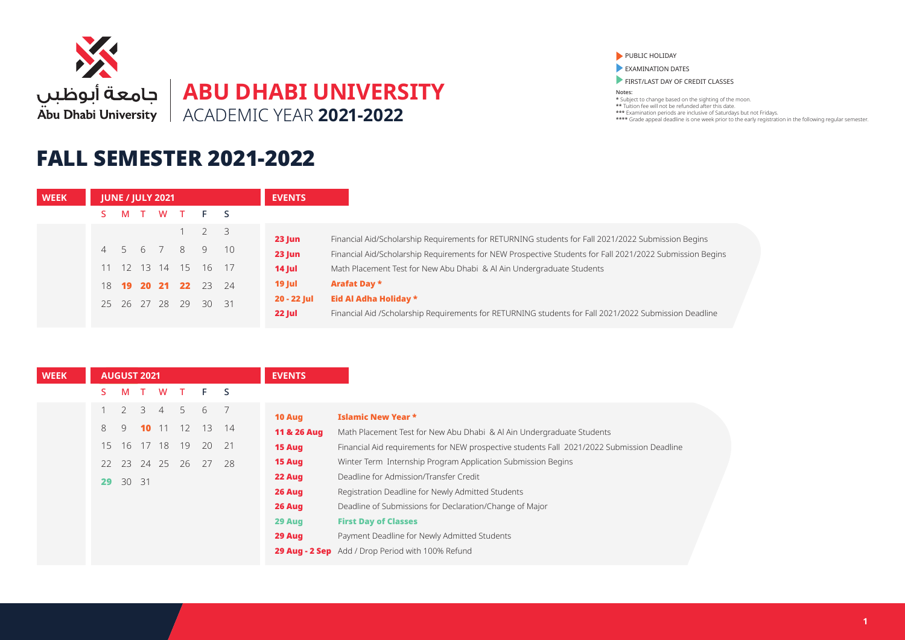جامعة أبوظبي
Abu Dhabi University

# ABU DHABI UNIVERSITY
ACADEMIC YEAR **2021-2022**

- PUBLIC HOLIDAY
- EXAMINATION DATES
- FIRST/LAST DAY OF CREDIT CLASSES

**Notes:**
\* Subject to change based on the sighting of the moon.
** Tuition fee will not be refunded after this date.
*** Examination periods are inclusive of Saturdays but not Fridays.
**** Grade appeal deadline is one week prior to the early registration in the following regular semester.

# FALL SEMESTER 2021-2022

| WEEK | JUNE / JULY 2021 | | | | | | |
|---|---|---|---|---|---|---|---|
| | S | M | T | W | T | F | S |
| | | | | | 1 | 2 | 3 |
| | 4 | 5 | 6 | 7 | 8 | 9 | 10 |
| | 11 | 12 | 13 | 14 | 15 | 16 | 17 |
| | 18 | **19** | **20** | **21** | **22** | 23 | 24 |
| | 25 | 26 | 27 | 28 | 29 | 30 | 31 |

| EVENTS | |
|---|---|
| **23 Jun** | Financial Aid/Scholarship Requirements for RETURNING students for Fall 2021/2022 Submission Begins |
| **23 Jun** | Financial Aid/Scholarship Requirements for NEW Prospective Students for Fall 2021/2022 Submission Begins |
| **14 Jul** | Math Placement Test for New Abu Dhabi & Al Ain Undergraduate Students |
| **19 Jul** | **Arafat Day \*** |
| **20 - 22 Jul** | **Eid Al Adha Holiday \*** |
| **22 Jul** | Financial Aid /Scholarship Requirements for RETURNING students for Fall 2021/2022 Submission Deadline |

| WEEK | AUGUST 2021 | | | | | | |
|---|---|---|---|---|---|---|---|
| | S | M | T | W | T | F | S |
| | 1 | 2 | 3 | 4 | 5 | 6 | 7 |
| | 8 | 9 | **10** | 11 | 12 | 13 | 14 |
| | 15 | 16 | 17 | 18 | 19 | 20 | 21 |
| | 22 | 23 | 24 | 25 | 26 | 27 | 28 |
| | **29** | 30 | 31 | | | | |

| EVENTS | |
|---|---|
| **10 Aug** | **Islamic New Year \*** |
| **11 & 26 Aug** | Math Placement Test for New Abu Dhabi & Al Ain Undergraduate Students |
| **15 Aug** | Financial Aid requirements for NEW prospective students Fall 2021/2022 Submission Deadline |
| **15 Aug** | Winter Term Internship Program Application Submission Begins |
| **22 Aug** | Deadline for Admission/Transfer Credit |
| **26 Aug** | Registration Deadline for Newly Admitted Students |
| **26 Aug** | Deadline of Submissions for Declaration/Change of Major |
| **29 Aug** | **First Day of Classes** |
| **29 Aug** | Payment Deadline for Newly Admitted Students |
| **29 Aug - 2 Sep** | Add / Drop Period with 100% Refund |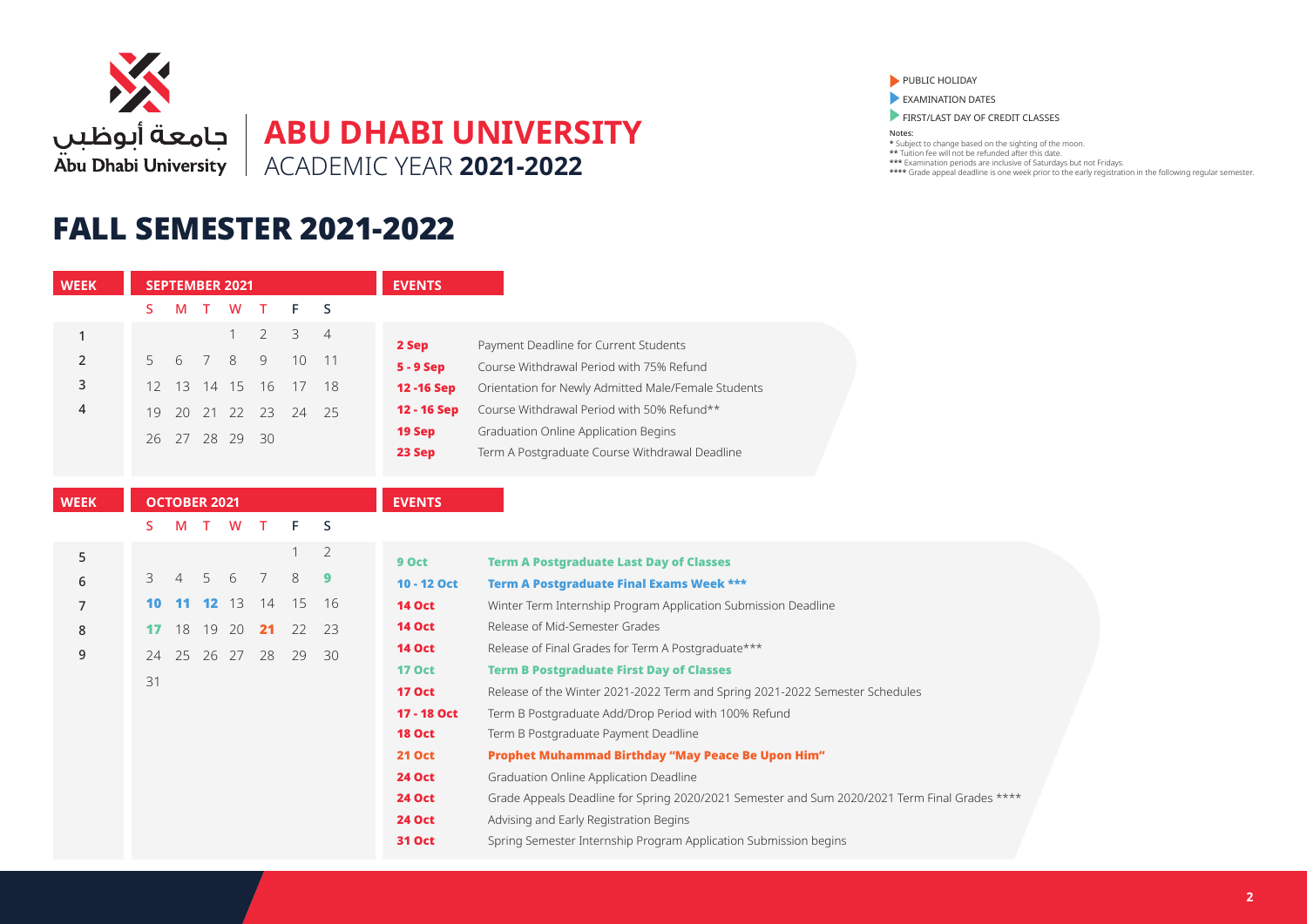جامعة أبوظبي
Abu Dhabi University

# ABU DHABI UNIVERSITY
ACADEMIC YEAR **2021-2022**

- PUBLIC HOLIDAY
- EXAMINATION DATES
- FIRST/LAST DAY OF CREDIT CLASSES

**Notes:**
* Subject to change based on the sighting of the moon.
** Tuition fee will not be refunded after this date.
*** Examination periods are inclusive of Saturdays but not Fridays.
**** Grade appeal deadline is one week prior to the early registration in the following regular semester.

## FALL SEMESTER 2021-2022

### SEPTEMBER 2021

| WEEK | S | M | T | W | T | F | S |
|---|---|---|---|---|---|---|---|
| 1 | | | | 1 | 2 | 3 | 4 |
| 2 | 5 | 6 | 7 | 8 | 9 | 10 | 11 |
| 3 | 12 | 13 | 14 | 15 | 16 | 17 | 18 |
| 4 | 19 | 20 | 21 | 22 | 23 | 24 | 25 |
| | 26 | 27 | 28 | 29 | 30 | | |

| EVENTS | |
|---|---|
| **2 Sep** | Payment Deadline for Current Students |
| **5 - 9 Sep** | Course Withdrawal Period with 75% Refund |
| **12 -16 Sep** | Orientation for Newly Admitted Male/Female Students |
| **12 - 16 Sep** | Course Withdrawal Period with 50% Refund** |
| **19 Sep** | Graduation Online Application Begins |
| **23 Sep** | Term A Postgraduate Course Withdrawal Deadline |

### OCTOBER 2021

| WEEK | S | M | T | W | T | F | S |
|---|---|---|---|---|---|---|---|
| 5 | | | | | | 1 | 2 |
| 6 | 3 | 4 | 5 | 6 | 7 | 8 | **9** |
| 7 | **10** | **11** | **12** | 13 | 14 | 15 | 16 |
| 8 | **17** | 18 | 19 | 20 | **21** | 22 | 23 |
| 9 | 24 | 25 | 26 | 27 | 28 | 29 | 30 |
| | 31 | | | | | | |

| EVENTS | |
|---|---|
| **9 Oct** | **Term A Postgraduate Last Day of Classes** |
| **10 - 12 Oct** | **Term A Postgraduate Final Exams Week *** ** |
| **14 Oct** | Winter Term Internship Program Application Submission Deadline |
| **14 Oct** | Release of Mid-Semester Grades |
| **14 Oct** | Release of Final Grades for Term A Postgraduate*** |
| **17 Oct** | **Term B Postgraduate First Day of Classes** |
| **17 Oct** | Release of the Winter 2021-2022 Term and Spring 2021-2022 Semester Schedules |
| **17 - 18 Oct** | Term B Postgraduate Add/Drop Period with 100% Refund |
| **18 Oct** | Term B Postgraduate Payment Deadline |
| **21 Oct** | **Prophet Muhammad Birthday "May Peace Be Upon Him"** |
| **24 Oct** | Graduation Online Application Deadline |
| **24 Oct** | Grade Appeals Deadline for Spring 2020/2021 Semester and Sum 2020/2021 Term Final Grades **** |
| **24 Oct** | Advising and Early Registration Begins |
| **31 Oct** | Spring Semester Internship Program Application Submission begins |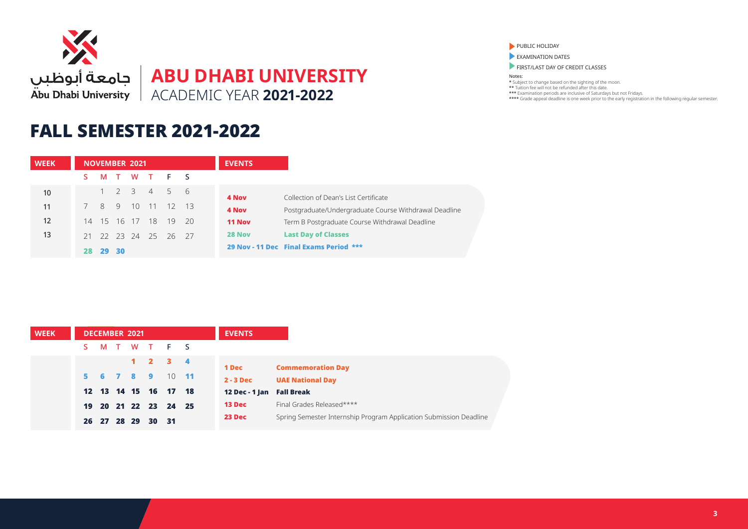جامعة أبوظبي
Abu Dhabi University

# ABU DHABI UNIVERSITY
ACADEMIC YEAR **2021-2022**

- PUBLIC HOLIDAY
- EXAMINATION DATES
- FIRST/LAST DAY OF CREDIT CLASSES

**Notes:**
* Subject to change based on the sighting of the moon.
** Tuition fee will not be refunded after this date.
*** Examination periods are inclusive of Saturdays but not Fridays.
**** Grade appeal deadline is one week prior to the early registration in the following regular semester.

## FALL SEMESTER 2021-2022

| WEEK | NOVEMBER 2021 | | | | | | |
|---|---|---|---|---|---|---|---|
| | S | M | T | W | T | F | S |
| 10 | | 1 | 2 | 3 | 4 | 5 | 6 |
| 11 | 7 | 8 | 9 | 10 | 11 | 12 | 13 |
| 12 | 14 | 15 | 16 | 17 | 18 | 19 | 20 |
| 13 | 21 | 22 | 23 | 24 | 25 | 26 | 27 |
| | **28** | **29** | **30** | | | | |

| EVENTS | |
|---|---|
| **4 Nov** | Collection of Dean's List Certificate |
| **4 Nov** | Postgraduate/Undergraduate Course Withdrawal Deadline |
| **11 Nov** | Term B Postgraduate Course Withdrawal Deadline |
| **28 Nov** | **Last Day of Classes** |
| **29 Nov - 11 Dec** | **Final Exams Period *** ** |

| WEEK | DECEMBER 2021 | | | | | | |
|---|---|---|---|---|---|---|---|
| | S | M | T | W | T | F | S |
| | | | | **1** | **2** | **3** | **4** |
| | **5** | **6** | **7** | **8** | **9** | 10 | **11** |
| | **12** | **13** | **14** | **15** | **16** | **17** | **18** |
| | **19** | **20** | **21** | **22** | **23** | **24** | **25** |
| | **26** | **27** | **28** | **29** | **30** | **31** | |

| EVENTS | |
|---|---|
| **1 Dec** | **Commemoration Day** |
| **2 - 3 Dec** | **UAE National Day** |
| **12 Dec - 1 Jan** | **Fall Break** |
| **13 Dec** | Final Grades Released**** |
| **23 Dec** | Spring Semester Internship Program Application Submission Deadline |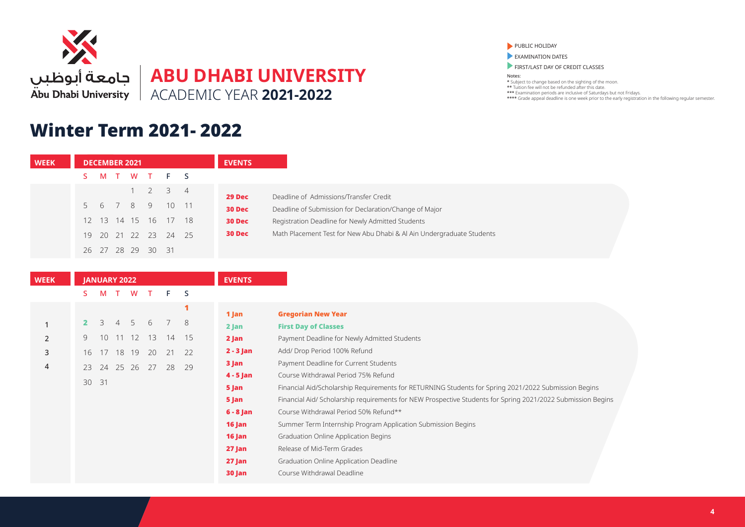جامعة أبوظبي
Abu Dhabi University

# ABU DHABI UNIVERSITY
ACADEMIC YEAR **2021-2022**

PUBLIC HOLIDAY
EXAMINATION DATES
FIRST/LAST DAY OF CREDIT CLASSES

Notes:
* Subject to change based on the sighting of the moon.
** Tuition fee will not be refunded after this date.
*** Examination periods are inclusive of Saturdays but not Fridays.
**** Grade appeal deadline is one week prior to the early registration in the following regular semester.

## Winter Term 2021- 2022

| WEEK | DECEMBER 2021 | | | | | | |
|---|---|---|---|---|---|---|---|
| | S | M | T | W | T | F | S |
| | | | | 1 | 2 | 3 | 4 |
| | 5 | 6 | 7 | 8 | 9 | 10 | 11 |
| | 12 | 13 | 14 | 15 | 16 | 17 | 18 |
| | 19 | 20 | 21 | 22 | 23 | 24 | 25 |
| | 26 | 27 | 28 | 29 | 30 | 31 | |

| EVENTS | |
|---|---|
| **29 Dec** | Deadline of Admissions/Transfer Credit |
| **30 Dec** | Deadline of Submission for Declaration/Change of Major |
| **30 Dec** | Registration Deadline for Newly Admitted Students |
| **30 Dec** | Math Placement Test for New Abu Dhabi & Al Ain Undergraduate Students |

| WEEK | JANUARY 2022 | | | | | | |
|---|---|---|---|---|---|---|---|
| | S | M | T | W | T | F | S |
| | | | | | | | **1** |
| 1 | **2** | 3 | 4 | 5 | 6 | 7 | 8 |
| 2 | 9 | 10 | 11 | 12 | 13 | 14 | 15 |
| 3 | 16 | 17 | 18 | 19 | 20 | 21 | 22 |
| 4 | 23 | 24 | 25 | 26 | 27 | 28 | 29 |
| | 30 | 31 | | | | | |

| EVENTS | |
|---|---|
| **1 Jan** | **Gregorian New Year** |
| **2 Jan** | **First Day of Classes** |
| **2 Jan** | Payment Deadline for Newly Admitted Students |
| **2 - 3 Jan** | Add/ Drop Period 100% Refund |
| **3 Jan** | Payment Deadline for Current Students |
| **4 - 5 Jan** | Course Withdrawal Period 75% Refund |
| **5 Jan** | Financial Aid/Scholarship Requirements for RETURNING Students for Spring 2021/2022 Submission Begins |
| **5 Jan** | Financial Aid/ Scholarship requirements for NEW Prospective Students for Spring 2021/2022 Submission Begins |
| **6 - 8 Jan** | Course Withdrawal Period 50% Refund** |
| **16 Jan** | Summer Term Internship Program Application Submission Begins |
| **16 Jan** | Graduation Online Application Begins |
| **27 Jan** | Release of Mid-Term Grades |
| **27 Jan** | Graduation Online Application Deadline |
| **30 Jan** | Course Withdrawal Deadline |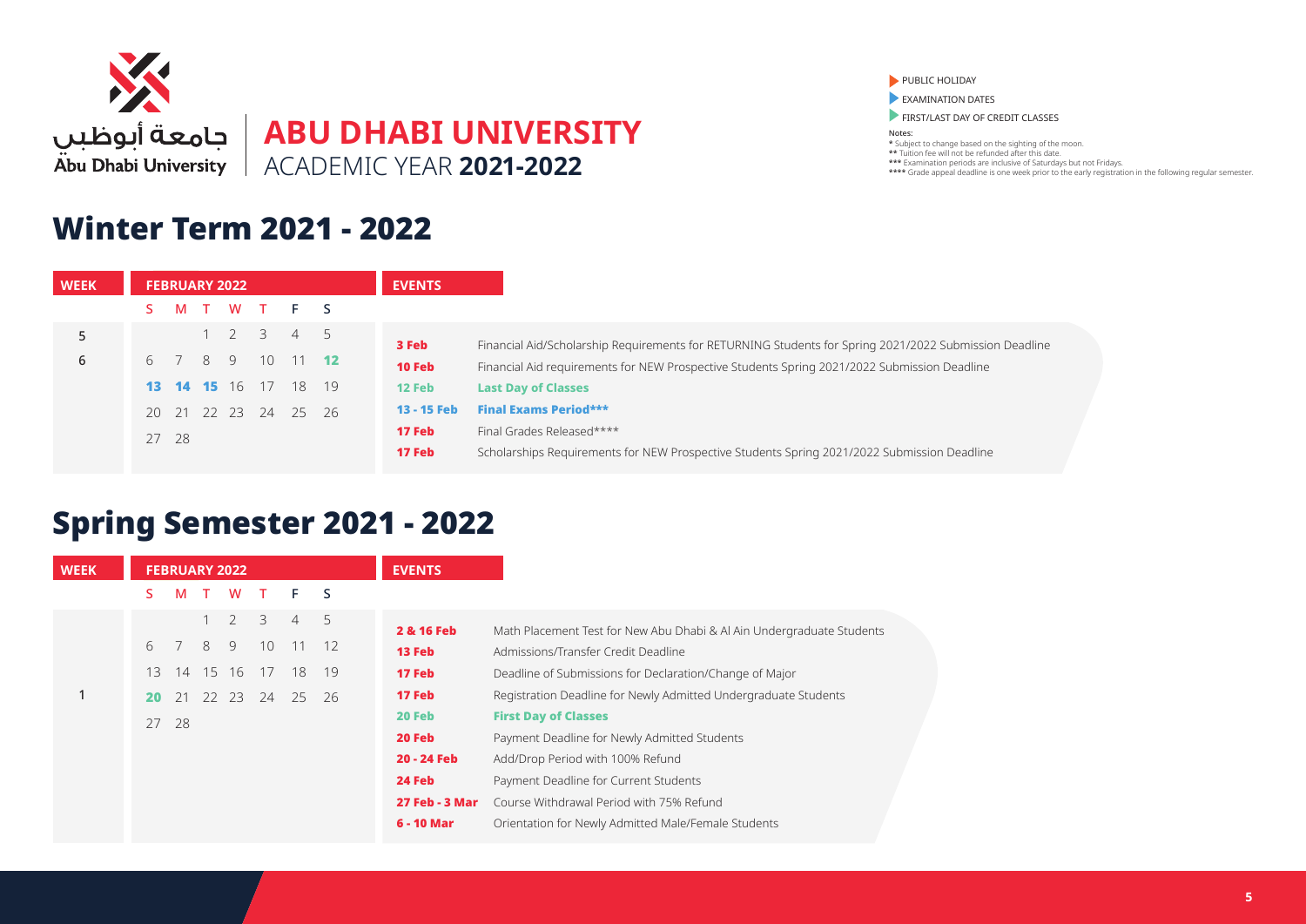جامعة أبوظبي
Abu Dhabi University

# ABU DHABI UNIVERSITY
ACADEMIC YEAR **2021-2022**

- PUBLIC HOLIDAY
- EXAMINATION DATES
- FIRST/LAST DAY OF CREDIT CLASSES

Notes:
* Subject to change based on the sighting of the moon.
** Tuition fee will not be refunded after this date.
*** Examination periods are inclusive of Saturdays but not Fridays.
**** Grade appeal deadline is one week prior to the early registration in the following regular semester.

## Winter Term 2021 - 2022

| WEEK | S | M | T | W | T | F | S |
|---|---|---|---|---|---|---|---|
| | **FEBRUARY 2022** | | | | | | |
| 5 | | | 1 | 2 | 3 | 4 | 5 |
| 6 | 6 | 7 | 8 | 9 | 10 | 11 | **12** |
| | **13** | **14** | **15** | 16 | 17 | 18 | 19 |
| | 20 | 21 | 22 | 23 | 24 | 25 | 26 |
| | 27 | 28 | | | | | |

| EVENTS | |
|---|---|
| **3 Feb** | Financial Aid/Scholarship Requirements for RETURNING Students for Spring 2021/2022 Submission Deadline |
| **10 Feb** | Financial Aid requirements for NEW Prospective Students Spring 2021/2022 Submission Deadline |
| **12 Feb** | **Last Day of Classes** |
| **13 - 15 Feb** | **Final Exams Period*** ** |
| **17 Feb** | Final Grades Released**** |
| **17 Feb** | Scholarships Requirements for NEW Prospective Students Spring 2021/2022 Submission Deadline |

## Spring Semester 2021 - 2022

| WEEK | S | M | T | W | T | F | S |
|---|---|---|---|---|---|---|---|
| | **FEBRUARY 2022** | | | | | | |
| | | | 1 | 2 | 3 | 4 | 5 |
| | 6 | 7 | 8 | 9 | 10 | 11 | 12 |
| | 13 | 14 | 15 | 16 | 17 | 18 | 19 |
| 1 | **20** | 21 | 22 | 23 | 24 | 25 | 26 |
| | 27 | 28 | | | | | |

| EVENTS | |
|---|---|
| **2 & 16 Feb** | Math Placement Test for New Abu Dhabi & Al Ain Undergraduate Students |
| **13 Feb** | Admissions/Transfer Credit Deadline |
| **17 Feb** | Deadline of Submissions for Declaration/Change of Major |
| **17 Feb** | Registration Deadline for Newly Admitted Undergraduate Students |
| **20 Feb** | **First Day of Classes** |
| **20 Feb** | Payment Deadline for Newly Admitted Students |
| **20 - 24 Feb** | Add/Drop Period with 100% Refund |
| **24 Feb** | Payment Deadline for Current Students |
| **27 Feb - 3 Mar** | Course Withdrawal Period with 75% Refund |
| **6 - 10 Mar** | Orientation for Newly Admitted Male/Female Students |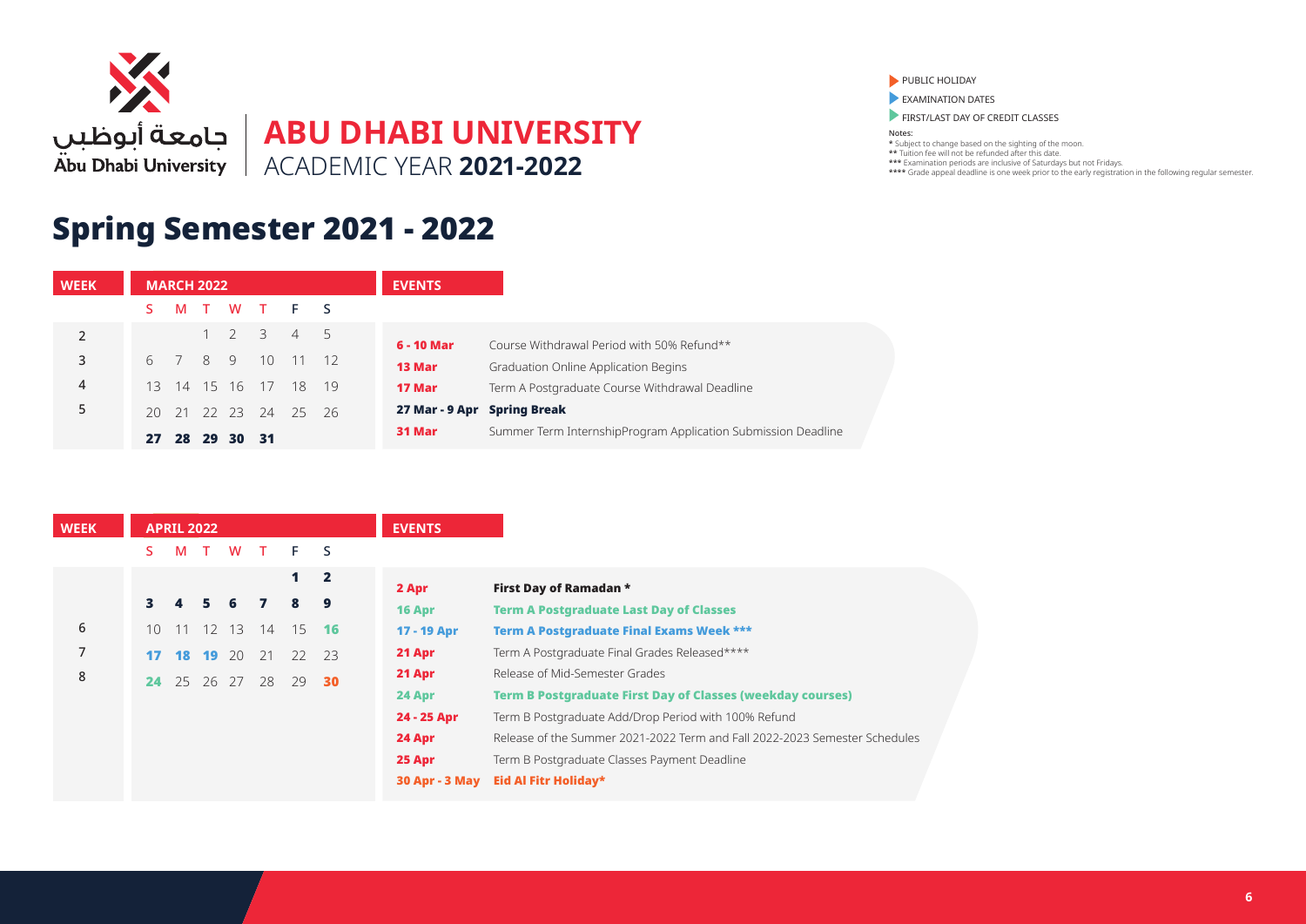جامعة أبوظبي
Abu Dhabi University

# ABU DHABI UNIVERSITY
ACADEMIC YEAR **2021-2022**

- PUBLIC HOLIDAY
- EXAMINATION DATES
- FIRST/LAST DAY OF CREDIT CLASSES

**Notes:**
\* Subject to change based on the sighting of the moon.
\*\* Tuition fee will not be refunded after this date.
\*\*\* Examination periods are inclusive of Saturdays but not Fridays.
\*\*\*\* Grade appeal deadline is one week prior to the early registration in the following regular semester.

## Spring Semester 2021 - 2022

| WEEK | S | M | T | W | T | F | S |
|---|---|---|---|---|---|---|---|
| | **MARCH 2022** | | | | | | |
| 2 | | | 1 | 2 | 3 | 4 | 5 |
| 3 | 6 | 7 | 8 | 9 | 10 | 11 | 12 |
| 4 | 13 | 14 | 15 | 16 | 17 | 18 | 19 |
| 5 | 20 | 21 | 22 | 23 | 24 | 25 | 26 |
| | **27** | **28** | **29** | **30** | **31** | | |

| EVENTS | |
|---|---|
| **6 - 10 Mar** | Course Withdrawal Period with 50% Refund** |
| **13 Mar** | Graduation Online Application Begins |
| **17 Mar** | Term A Postgraduate Course Withdrawal Deadline |
| **27 Mar - 9 Apr** | **Spring Break** |
| **31 Mar** | Summer Term InternshipProgram Application Submission Deadline |

| WEEK | S | M | T | W | T | F | S |
|---|---|---|---|---|---|---|---|
| | **APRIL 2022** | | | | | | |
| | | | | | | **1** | **2** |
| | **3** | **4** | **5** | **6** | **7** | **8** | **9** |
| 6 | 10 | 11 | 12 | 13 | 14 | 15 | **16** |
| 7 | **17** | **18** | **19** | 20 | 21 | 22 | 23 |
| 8 | **24** | 25 | 26 | 27 | 28 | 29 | **30** |

| EVENTS | |
|---|---|
| **2 Apr** | **First Day of Ramadan** * |
| **16 Apr** | **Term A Postgraduate Last Day of Classes** |
| **17 - 19 Apr** | **Term A Postgraduate Final Exams Week** *** |
| **21 Apr** | Term A Postgraduate Final Grades Released**** |
| **21 Apr** | Release of Mid-Semester Grades |
| **24 Apr** | **Term B Postgraduate First Day of Classes (weekday courses)** |
| **24 - 25 Apr** | Term B Postgraduate Add/Drop Period with 100% Refund |
| **24 Apr** | Release of the Summer 2021-2022 Term and Fall 2022-2023 Semester Schedules |
| **25 Apr** | Term B Postgraduate Classes Payment Deadline |
| **30 Apr - 3 May** | **Eid Al Fitr Holiday*** |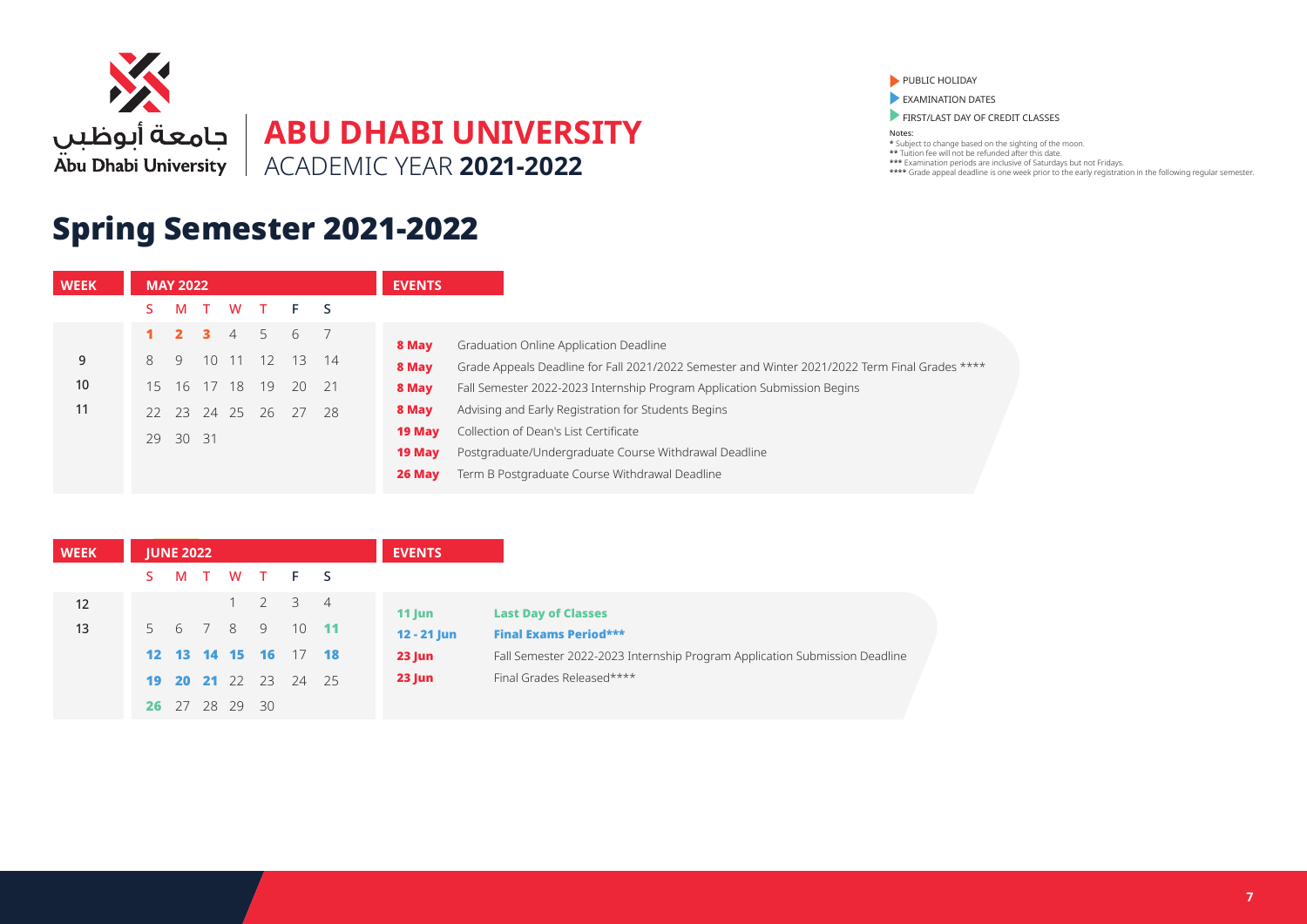جامعة أبوظبي
Abu Dhabi University

# ABU DHABI UNIVERSITY
ACADEMIC YEAR **2021-2022**

- PUBLIC HOLIDAY
- EXAMINATION DATES
- FIRST/LAST DAY OF CREDIT CLASSES

**Notes:**
\* Subject to change based on the sighting of the moon.
\*\* Tuition fee will not be refunded after this date.
\*\*\* Examination periods are inclusive of Saturdays but not Fridays.
\*\*\*\* Grade appeal deadline is one week prior to the early registration in the following regular semester.

## Spring Semester 2021-2022

| WEEK | S | M | T | W | T | F | S |
|---|---|---|---|---|---|---|---|
| | **MAY 2022** | | | | | | |
| | **1** | **2** | **3** | 4 | 5 | 6 | 7 |
| 9 | 8 | 9 | 10 | 11 | 12 | 13 | 14 |
| 10 | 15 | 16 | 17 | 18 | 19 | 20 | 21 |
| 11 | 22 | 23 | 24 | 25 | 26 | 27 | 28 |
| | 29 | 30 | 31 | | | | |

**EVENTS**

| Date | Event |
|---|---|
| **8 May** | Graduation Online Application Deadline |
| **8 May** | Grade Appeals Deadline for Fall 2021/2022 Semester and Winter 2021/2022 Term Final Grades **** |
| **8 May** | Fall Semester 2022-2023 Internship Program Application Submission Begins |
| **8 May** | Advising and Early Registration for Students Begins |
| **19 May** | Collection of Dean's List Certificate |
| **19 May** | Postgraduate/Undergraduate Course Withdrawal Deadline |
| **26 May** | Term B Postgraduate Course Withdrawal Deadline |

| WEEK | S | M | T | W | T | F | S |
|---|---|---|---|---|---|---|---|
| | **JUNE 2022** | | | | | | |
| 12 | | | | 1 | 2 | 3 | 4 |
| 13 | 5 | 6 | 7 | 8 | 9 | 10 | **11** |
| | **12** | **13** | **14** | **15** | **16** | 17 | **18** |
| | **19** | **20** | **21** | 22 | 23 | 24 | 25 |
| | **26** | 27 | 28 | 29 | 30 | | |

**EVENTS**

| Date | Event |
|---|---|
| **11 Jun** | **Last Day of Classes** |
| **12 - 21 Jun** | **Final Exams Period*** ** |
| **23 Jun** | Fall Semester 2022-2023 Internship Program Application Submission Deadline |
| **23 Jun** | Final Grades Released**** |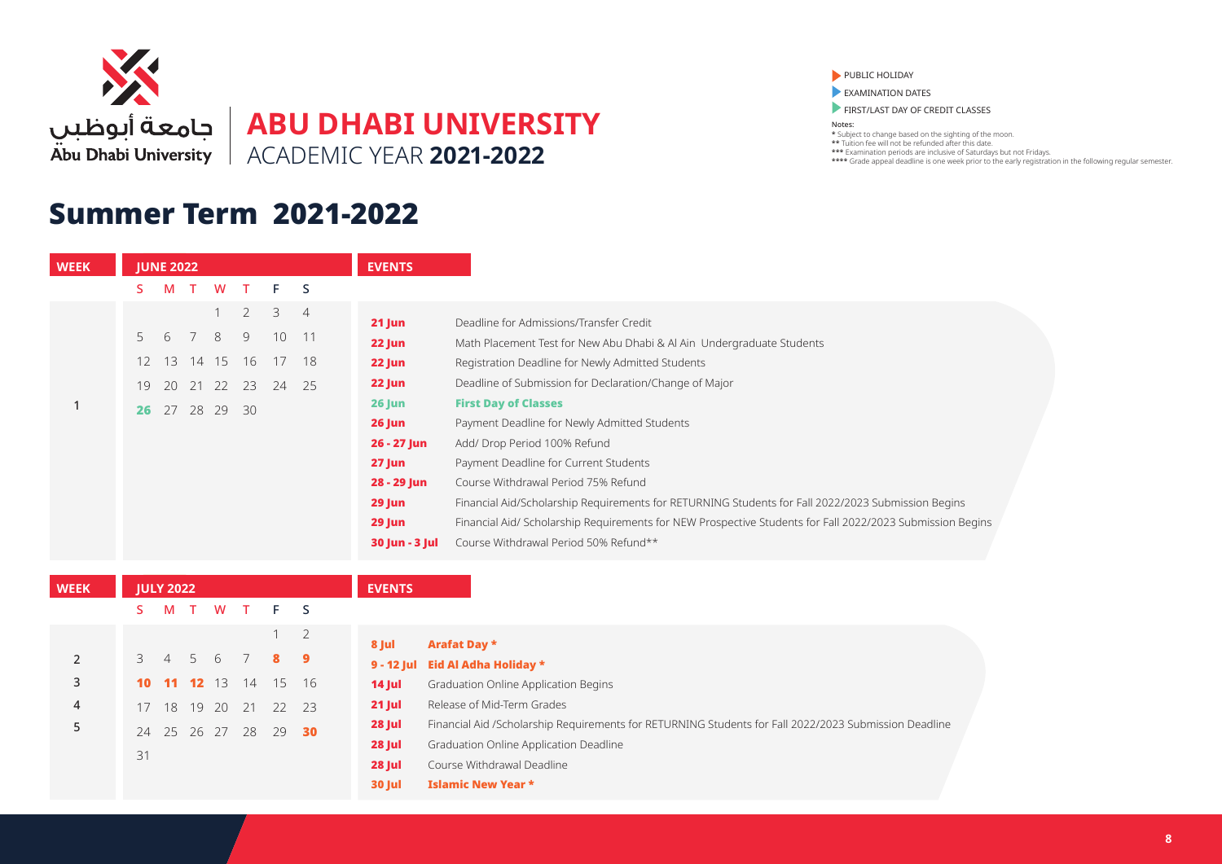جامعة أبوظبي
Abu Dhabi University

# ABU DHABI UNIVERSITY
ACADEMIC YEAR **2021-2022**

- PUBLIC HOLIDAY
- EXAMINATION DATES
- FIRST/LAST DAY OF CREDIT CLASSES

**Notes:**
* Subject to change based on the sighting of the moon.
** Tuition fee will not be refunded after this date.
*** Examination periods are inclusive of Saturdays but not Fridays.
**** Grade appeal deadline is one week prior to the early registration in the following regular semester.

## Summer Term 2021-2022

### JUNE 2022

| WEEK | S | M | T | W | T | F | S |
|---|---|---|---|---|---|---|---|
| | | | | 1 | 2 | 3 | 4 |
| | 5 | 6 | 7 | 8 | 9 | 10 | 11 |
| | 12 | 13 | 14 | 15 | 16 | 17 | 18 |
| | 19 | 20 | 21 | 22 | 23 | 24 | 25 |
| 1 | **26** | 27 | 28 | 29 | 30 | | |

**EVENTS**

| Date | Event |
|---|---|
| **21 Jun** | Deadline for Admissions/Transfer Credit |
| **22 Jun** | Math Placement Test for New Abu Dhabi & Al Ain Undergraduate Students |
| **22 Jun** | Registration Deadline for Newly Admitted Students |
| **22 Jun** | Deadline of Submission for Declaration/Change of Major |
| **26 Jun** | **First Day of Classes** |
| **26 Jun** | Payment Deadline for Newly Admitted Students |
| **26 - 27 Jun** | Add/ Drop Period 100% Refund |
| **27 Jun** | Payment Deadline for Current Students |
| **28 - 29 Jun** | Course Withdrawal Period 75% Refund |
| **29 Jun** | Financial Aid/Scholarship Requirements for RETURNING Students for Fall 2022/2023 Submission Begins |
| **29 Jun** | Financial Aid/ Scholarship Requirements for NEW Prospective Students for Fall 2022/2023 Submission Begins |
| **30 Jun - 3 Jul** | Course Withdrawal Period 50% Refund** |

### JULY 2022

| WEEK | S | M | T | W | T | F | S |
|---|---|---|---|---|---|---|---|
| | | | | | | 1 | 2 |
| 2 | 3 | 4 | 5 | 6 | 7 | **8** | **9** |
| 3 | **10** | **11** | **12** | 13 | 14 | 15 | 16 |
| 4 | 17 | 18 | 19 | 20 | 21 | 22 | 23 |
| 5 | 24 | 25 | 26 | 27 | 28 | 29 | **30** |
| | 31 | | | | | | |

**EVENTS**

| Date | Event |
|---|---|
| **8 Jul** | **Arafat Day *** |
| **9 - 12 Jul** | **Eid Al Adha Holiday *** |
| **14 Jul** | Graduation Online Application Begins |
| **21 Jul** | Release of Mid-Term Grades |
| **28 Jul** | Financial Aid /Scholarship Requirements for RETURNING Students for Fall 2022/2023 Submission Deadline |
| **28 Jul** | Graduation Online Application Deadline |
| **28 Jul** | Course Withdrawal Deadline |
| **30 Jul** | **Islamic New Year *** |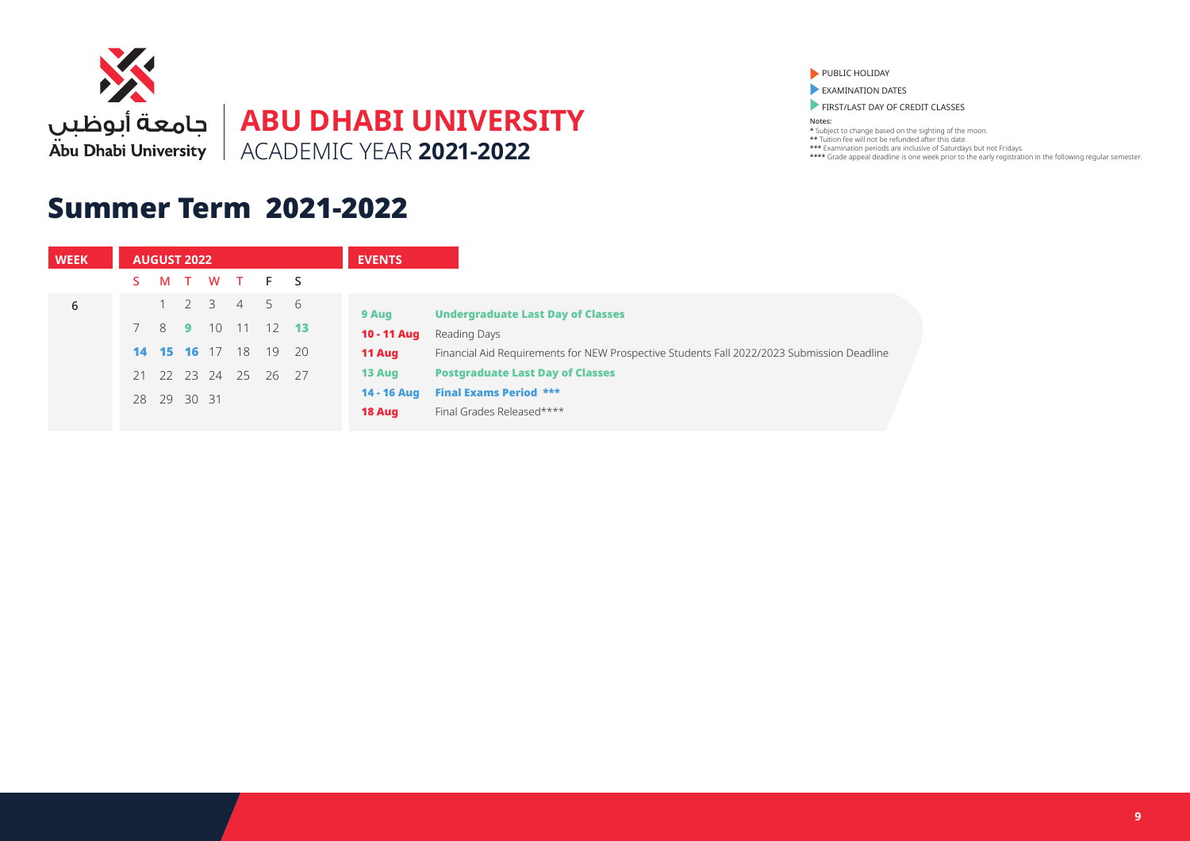جامعة أبوظبي
Abu Dhabi University

# ABU DHABI UNIVERSITY
ACADEMIC YEAR **2021-2022**

- PUBLIC HOLIDAY
- EXAMINATION DATES
- FIRST/LAST DAY OF CREDIT CLASSES

**Notes:**
\* Subject to change based on the sighting of the moon.
\*\* Tuition fee will not be refunded after this date.
\*\*\* Examination periods are inclusive of Saturdays but not Fridays.
\*\*\*\* Grade appeal deadline is one week prior to the early registration in the following regular semester.

## Summer Term 2021-2022

| WEEK | AUGUST 2022 | | | | | | | EVENTS | |
|---|---|---|---|---|---|---|---|---|---|
| | S | M | T | W | T | F | S | | |
| 6 | | 1 | 2 | 3 | 4 | 5 | 6 | **9 Aug** | **Undergraduate Last Day of Classes** |
| | 7 | 8 | **9** | 10 | 11 | 12 | **13** | **10 - 11 Aug** | Reading Days |
| | **14** | **15** | **16** | 17 | 18 | 19 | 20 | **11 Aug** | Financial Aid Requirements for NEW Prospective Students Fall 2022/2023 Submission Deadline |
| | 21 | 22 | 23 | 24 | 25 | 26 | 27 | **13 Aug** | **Postgraduate Last Day of Classes** |
| | 28 | 29 | 30 | 31 | | | | **14 - 16 Aug** | **Final Exams Period \*\*\*** |
| | | | | | | | | **18 Aug** | Final Grades Released\*\*\*\* |